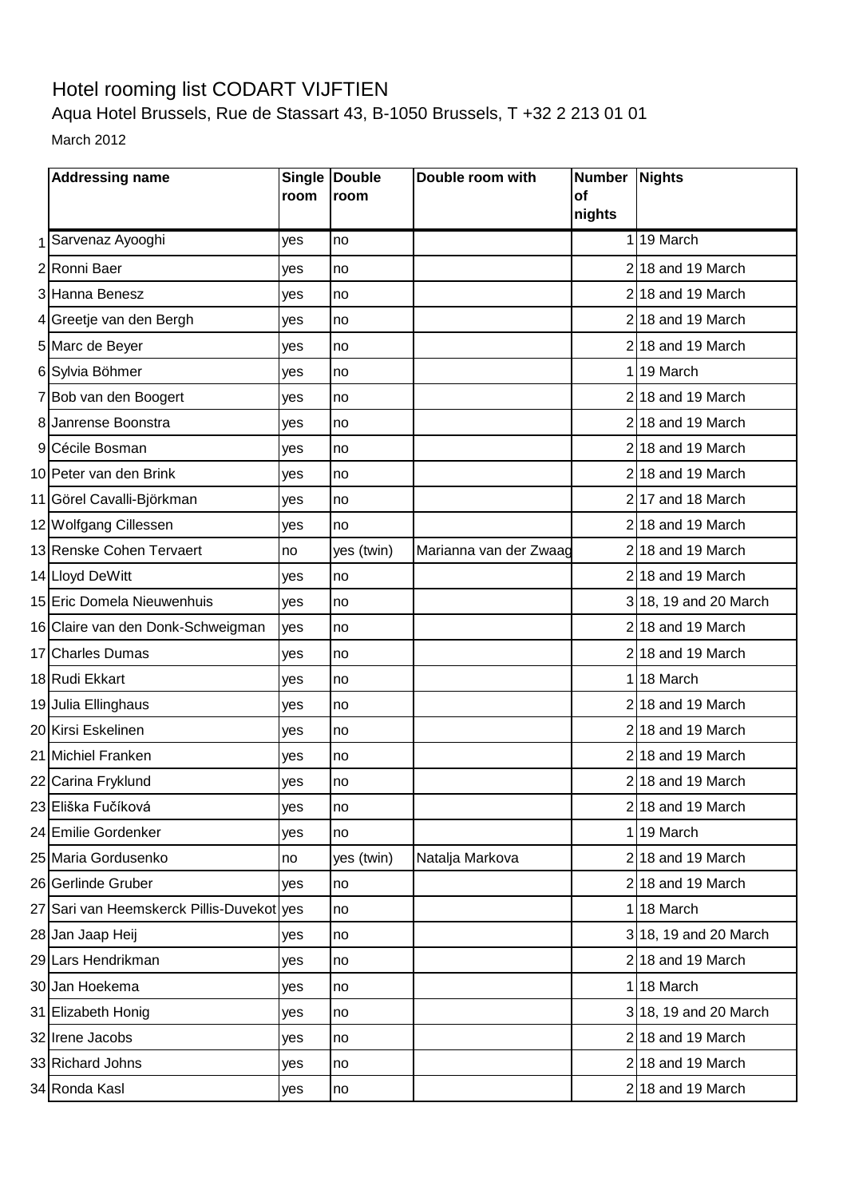# Hotel rooming list CODART VIJFTIEN

Aqua Hotel Brussels, Rue de Stassart 43, B-1050 Brussels, T +32 2 213 01 01

March 2012

| | Addressing name | Single room | Double room | Double room with | Number of nights | Nights |
|---|---|---|---|---|---|---|
| 1 | Sarvenaz Ayooghi | yes | no | | 1 | 19 March |
| 2 | Ronni Baer | yes | no | | 2 | 18 and 19 March |
| 3 | Hanna Benesz | yes | no | | 2 | 18 and 19 March |
| 4 | Greetje van den Bergh | yes | no | | 2 | 18 and 19 March |
| 5 | Marc de Beyer | yes | no | | 2 | 18 and 19 March |
| 6 | Sylvia Böhmer | yes | no | | 1 | 19 March |
| 7 | Bob van den Boogert | yes | no | | 2 | 18 and 19 March |
| 8 | Janrense Boonstra | yes | no | | 2 | 18 and 19 March |
| 9 | Cécile Bosman | yes | no | | 2 | 18 and 19 March |
| 10 | Peter van den Brink | yes | no | | 2 | 18 and 19 March |
| 11 | Görel Cavalli-Björkman | yes | no | | 2 | 17 and 18 March |
| 12 | Wolfgang Cillessen | yes | no | | 2 | 18 and 19 March |
| 13 | Renske Cohen Tervaert | no | yes (twin) | Marianna van der Zwaag | 2 | 18 and 19 March |
| 14 | Lloyd DeWitt | yes | no | | 2 | 18 and 19 March |
| 15 | Eric Domela Nieuwenhuis | yes | no | | 3 | 18, 19 and 20 March |
| 16 | Claire van den Donk-Schweigman | yes | no | | 2 | 18 and 19 March |
| 17 | Charles Dumas | yes | no | | 2 | 18 and 19 March |
| 18 | Rudi Ekkart | yes | no | | 1 | 18 March |
| 19 | Julia Ellinghaus | yes | no | | 2 | 18 and 19 March |
| 20 | Kirsi Eskelinen | yes | no | | 2 | 18 and 19 March |
| 21 | Michiel Franken | yes | no | | 2 | 18 and 19 March |
| 22 | Carina Fryklund | yes | no | | 2 | 18 and 19 March |
| 23 | Eliška Fučíková | yes | no | | 2 | 18 and 19 March |
| 24 | Emilie Gordenker | yes | no | | 1 | 19 March |
| 25 | Maria Gordusenko | no | yes (twin) | Natalja Markova | 2 | 18 and 19 March |
| 26 | Gerlinde Gruber | yes | no | | 2 | 18 and 19 March |
| 27 | Sari van Heemskerck Pillis-Duvekot | yes | no | | 1 | 18 March |
| 28 | Jan Jaap Heij | yes | no | | 3 | 18, 19 and 20 March |
| 29 | Lars Hendrikman | yes | no | | 2 | 18 and 19 March |
| 30 | Jan Hoekema | yes | no | | 1 | 18 March |
| 31 | Elizabeth Honig | yes | no | | 3 | 18, 19 and 20 March |
| 32 | Irene Jacobs | yes | no | | 2 | 18 and 19 March |
| 33 | Richard Johns | yes | no | | 2 | 18 and 19 March |
| 34 | Ronda Kasl | yes | no | | 2 | 18 and 19 March |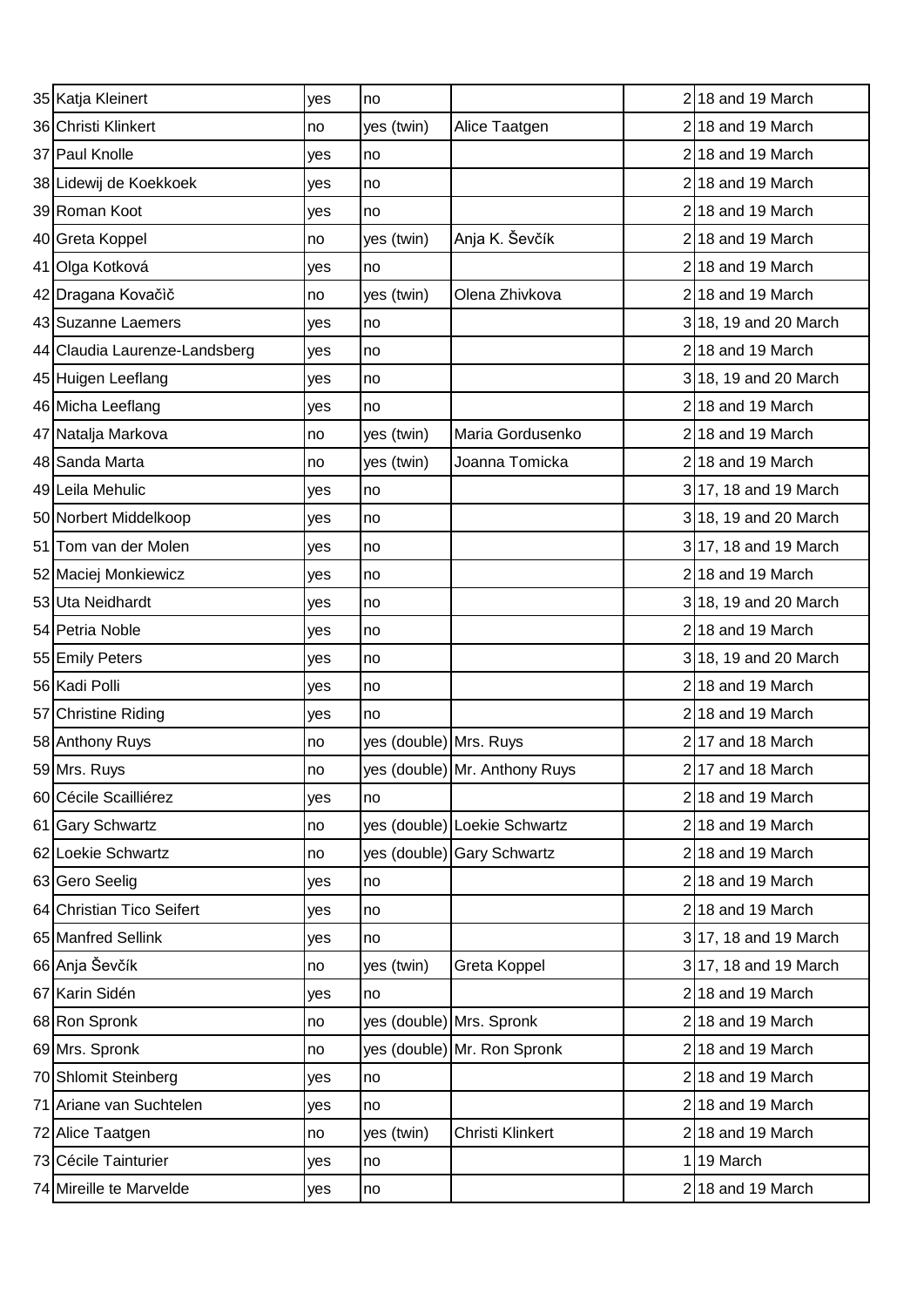| | | | | | | |
|---|---|---|---|---|---|---|
| 35 | Katja Kleinert | yes | no | | 2 | 18 and 19 March |
| 36 | Christi Klinkert | no | yes (twin) | Alice Taatgen | 2 | 18 and 19 March |
| 37 | Paul Knolle | yes | no | | 2 | 18 and 19 March |
| 38 | Lidewij de Koekkoek | yes | no | | 2 | 18 and 19 March |
| 39 | Roman Koot | yes | no | | 2 | 18 and 19 March |
| 40 | Greta Koppel | no | yes (twin) | Anja K. Ševčík | 2 | 18 and 19 March |
| 41 | Olga Kotková | yes | no | | 2 | 18 and 19 March |
| 42 | Dragana Kovačič | no | yes (twin) | Olena Zhivkova | 2 | 18 and 19 March |
| 43 | Suzanne Laemers | yes | no | | 3 | 18, 19 and 20 March |
| 44 | Claudia Laurenze-Landsberg | yes | no | | 2 | 18 and 19 March |
| 45 | Huigen Leeflang | yes | no | | 3 | 18, 19 and 20 March |
| 46 | Micha Leeflang | yes | no | | 2 | 18 and 19 March |
| 47 | Natalja Markova | no | yes (twin) | Maria Gordusenko | 2 | 18 and 19 March |
| 48 | Sanda Marta | no | yes (twin) | Joanna Tomicka | 2 | 18 and 19 March |
| 49 | Leila Mehulic | yes | no | | 3 | 17, 18 and 19 March |
| 50 | Norbert Middelkoop | yes | no | | 3 | 18, 19 and 20 March |
| 51 | Tom van der Molen | yes | no | | 3 | 17, 18 and 19 March |
| 52 | Maciej Monkiewicz | yes | no | | 2 | 18 and 19 March |
| 53 | Uta Neidhardt | yes | no | | 3 | 18, 19 and 20 March |
| 54 | Petria Noble | yes | no | | 2 | 18 and 19 March |
| 55 | Emily Peters | yes | no | | 3 | 18, 19 and 20 March |
| 56 | Kadi Polli | yes | no | | 2 | 18 and 19 March |
| 57 | Christine Riding | yes | no | | 2 | 18 and 19 March |
| 58 | Anthony Ruys | no | yes (double) | Mrs. Ruys | 2 | 17 and 18 March |
| 59 | Mrs. Ruys | no | yes (double) | Mr. Anthony Ruys | 2 | 17 and 18 March |
| 60 | Cécile Scailliérez | yes | no | | 2 | 18 and 19 March |
| 61 | Gary Schwartz | no | yes (double) | Loekie Schwartz | 2 | 18 and 19 March |
| 62 | Loekie Schwartz | no | yes (double) | Gary Schwartz | 2 | 18 and 19 March |
| 63 | Gero Seelig | yes | no | | 2 | 18 and 19 March |
| 64 | Christian Tico Seifert | yes | no | | 2 | 18 and 19 March |
| 65 | Manfred Sellink | yes | no | | 3 | 17, 18 and 19 March |
| 66 | Anja Ševčík | no | yes (twin) | Greta Koppel | 3 | 17, 18 and 19 March |
| 67 | Karin Sidén | yes | no | | 2 | 18 and 19 March |
| 68 | Ron Spronk | no | yes (double) | Mrs. Spronk | 2 | 18 and 19 March |
| 69 | Mrs. Spronk | no | yes (double) | Mr. Ron Spronk | 2 | 18 and 19 March |
| 70 | Shlomit Steinberg | yes | no | | 2 | 18 and 19 March |
| 71 | Ariane van Suchtelen | yes | no | | 2 | 18 and 19 March |
| 72 | Alice Taatgen | no | yes (twin) | Christi Klinkert | 2 | 18 and 19 March |
| 73 | Cécile Tainturier | yes | no | | 1 | 19 March |
| 74 | Mireille te Marvelde | yes | no | | 2 | 18 and 19 March |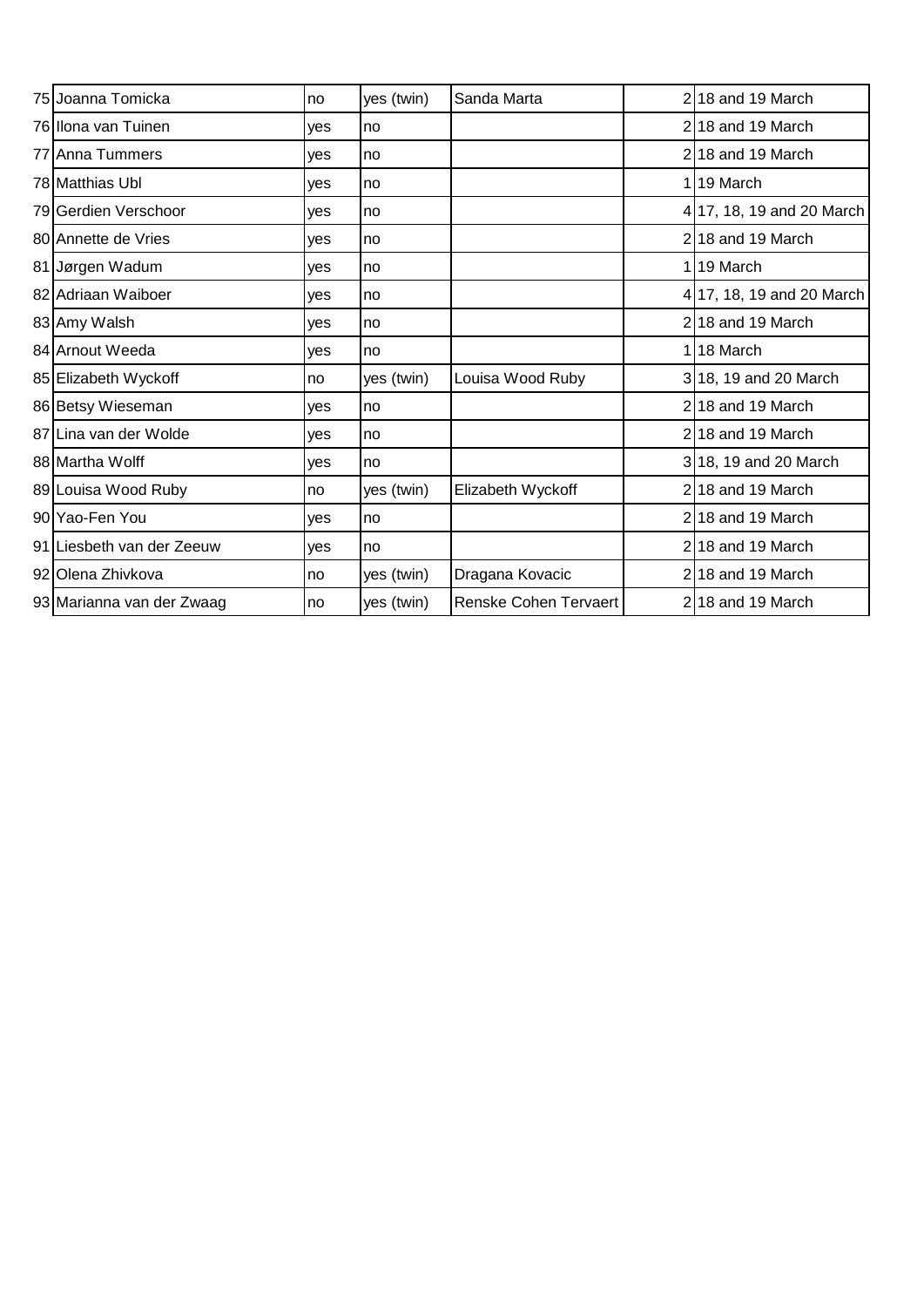| | | | | | | |
|---|---|---|---|---|---|---|
| 75 | Joanna Tomicka | no | yes (twin) | Sanda Marta | 2 | 18 and 19 March |
| 76 | Ilona van Tuinen | yes | no | | 2 | 18 and 19 March |
| 77 | Anna Tummers | yes | no | | 2 | 18 and 19 March |
| 78 | Matthias Ubl | yes | no | | 1 | 19 March |
| 79 | Gerdien Verschoor | yes | no | | 4 | 17, 18, 19 and 20 March |
| 80 | Annette de Vries | yes | no | | 2 | 18 and 19 March |
| 81 | Jørgen Wadum | yes | no | | 1 | 19 March |
| 82 | Adriaan Waiboer | yes | no | | 4 | 17, 18, 19 and 20 March |
| 83 | Amy Walsh | yes | no | | 2 | 18 and 19 March |
| 84 | Arnout Weeda | yes | no | | 1 | 18 March |
| 85 | Elizabeth Wyckoff | no | yes (twin) | Louisa Wood Ruby | 3 | 18, 19 and 20 March |
| 86 | Betsy Wieseman | yes | no | | 2 | 18 and 19 March |
| 87 | Lina van der Wolde | yes | no | | 2 | 18 and 19 March |
| 88 | Martha Wolff | yes | no | | 3 | 18, 19 and 20 March |
| 89 | Louisa Wood Ruby | no | yes (twin) | Elizabeth Wyckoff | 2 | 18 and 19 March |
| 90 | Yao-Fen You | yes | no | | 2 | 18 and 19 March |
| 91 | Liesbeth van der Zeeuw | yes | no | | 2 | 18 and 19 March |
| 92 | Olena Zhivkova | no | yes (twin) | Dragana Kovacic | 2 | 18 and 19 March |
| 93 | Marianna van der Zwaag | no | yes (twin) | Renske Cohen Tervaert | 2 | 18 and 19 March |